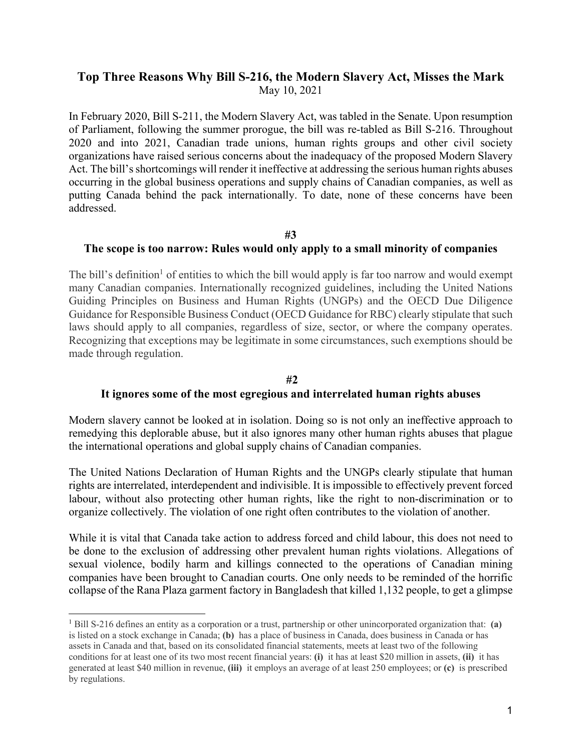# Top Three Reasons Why Bill S-216, the Modern Slavery Act, Misses the Mark

May 10, 2021

In February 2020, Bill S-211, the Modern Slavery Act, was tabled in the Senate. Upon resumption of Parliament, following the summer prorogue, the bill was re-tabled as Bill S-216. Throughout 2020 and into 2021, Canadian trade unions, human rights groups and other civil society organizations have raised serious concerns about the inadequacy of the proposed Modern Slavery Act. The bill's shortcomings will render it ineffective at addressing the serious human rights abuses occurring in the global business operations and supply chains of Canadian companies, as well as putting Canada behind the pack internationally. To date, none of these concerns have been addressed.

## #3

## The scope is too narrow: Rules would only apply to a small minority of companies

The bill's definition[1] of entities to which the bill would apply is far too narrow and would exempt many Canadian companies. Internationally recognized guidelines, including the United Nations Guiding Principles on Business and Human Rights (UNGPs) and the OECD Due Diligence Guidance for Responsible Business Conduct (OECD Guidance for RBC) clearly stipulate that such laws should apply to all companies, regardless of size, sector, or where the company operates. Recognizing that exceptions may be legitimate in some circumstances, such exemptions should be made through regulation.

## #2

## It ignores some of the most egregious and interrelated human rights abuses

Modern slavery cannot be looked at in isolation. Doing so is not only an ineffective approach to remedying this deplorable abuse, but it also ignores many other human rights abuses that plague the international operations and global supply chains of Canadian companies.

The United Nations Declaration of Human Rights and the UNGPs clearly stipulate that human rights are interrelated, interdependent and indivisible. It is impossible to effectively prevent forced labour, without also protecting other human rights, like the right to non-discrimination or to organize collectively. The violation of one right often contributes to the violation of another.

While it is vital that Canada take action to address forced and child labour, this does not need to be done to the exclusion of addressing other prevalent human rights violations. Allegations of sexual violence, bodily harm and killings connected to the operations of Canadian mining companies have been brought to Canadian courts. One only needs to be reminded of the horrific collapse of the Rana Plaza garment factory in Bangladesh that killed 1,132 people, to get a glimpse

---

[1] Bill S-216 defines an entity as a corporation or a trust, partnership or other unincorporated organization that: **(a)** is listed on a stock exchange in Canada; **(b)** has a place of business in Canada, does business in Canada or has assets in Canada and that, based on its consolidated financial statements, meets at least two of the following conditions for at least one of its two most recent financial years: **(i)** it has at least $20 million in assets, **(ii)** it has generated at least $40 million in revenue, **(iii)** it employs an average of at least 250 employees; or **(c)** is prescribed by regulations.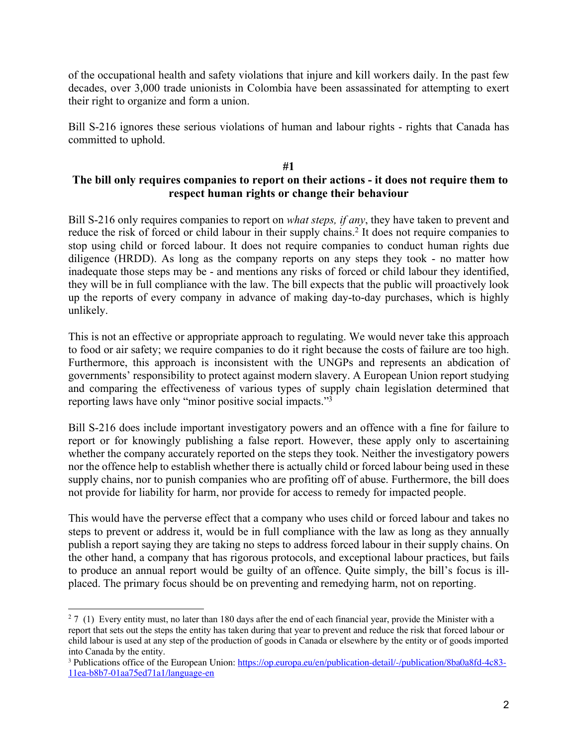of the occupational health and safety violations that injure and kill workers daily. In the past few decades, over 3,000 trade unionists in Colombia have been assassinated for attempting to exert their right to organize and form a union.

Bill S-216 ignores these serious violations of human and labour rights - rights that Canada has committed to uphold.

**#1**

### The bill only requires companies to report on their actions - it does not require them to respect human rights or change their behaviour

Bill S-216 only requires companies to report on *what steps, if any*, they have taken to prevent and reduce the risk of forced or child labour in their supply chains.[2] It does not require companies to stop using child or forced labour. It does not require companies to conduct human rights due diligence (HRDD). As long as the company reports on any steps they took - no matter how inadequate those steps may be - and mentions any risks of forced or child labour they identified, they will be in full compliance with the law. The bill expects that the public will proactively look up the reports of every company in advance of making day-to-day purchases, which is highly unlikely.

This is not an effective or appropriate approach to regulating. We would never take this approach to food or air safety; we require companies to do it right because the costs of failure are too high. Furthermore, this approach is inconsistent with the UNGPs and represents an abdication of governments' responsibility to protect against modern slavery. A European Union report studying and comparing the effectiveness of various types of supply chain legislation determined that reporting laws have only "minor positive social impacts."[3]

Bill S-216 does include important investigatory powers and an offence with a fine for failure to report or for knowingly publishing a false report. However, these apply only to ascertaining whether the company accurately reported on the steps they took. Neither the investigatory powers nor the offence help to establish whether there is actually child or forced labour being used in these supply chains, nor to punish companies who are profiting off of abuse. Furthermore, the bill does not provide for liability for harm, nor provide for access to remedy for impacted people.

This would have the perverse effect that a company who uses child or forced labour and takes no steps to prevent or address it, would be in full compliance with the law as long as they annually publish a report saying they are taking no steps to address forced labour in their supply chains. On the other hand, a company that has rigorous protocols, and exceptional labour practices, but fails to produce an annual report would be guilty of an offence. Quite simply, the bill's focus is ill-placed. The primary focus should be on preventing and remedying harm, not on reporting.

---

[2] 7 (1) Every entity must, no later than 180 days after the end of each financial year, provide the Minister with a report that sets out the steps the entity has taken during that year to prevent and reduce the risk that forced labour or child labour is used at any step of the production of goods in Canada or elsewhere by the entity or of goods imported into Canada by the entity.

[3] Publications office of the European Union: https://op.europa.eu/en/publication-detail/-/publication/8ba0a8fd-4c83-11ea-b8b7-01aa75ed71a1/language-en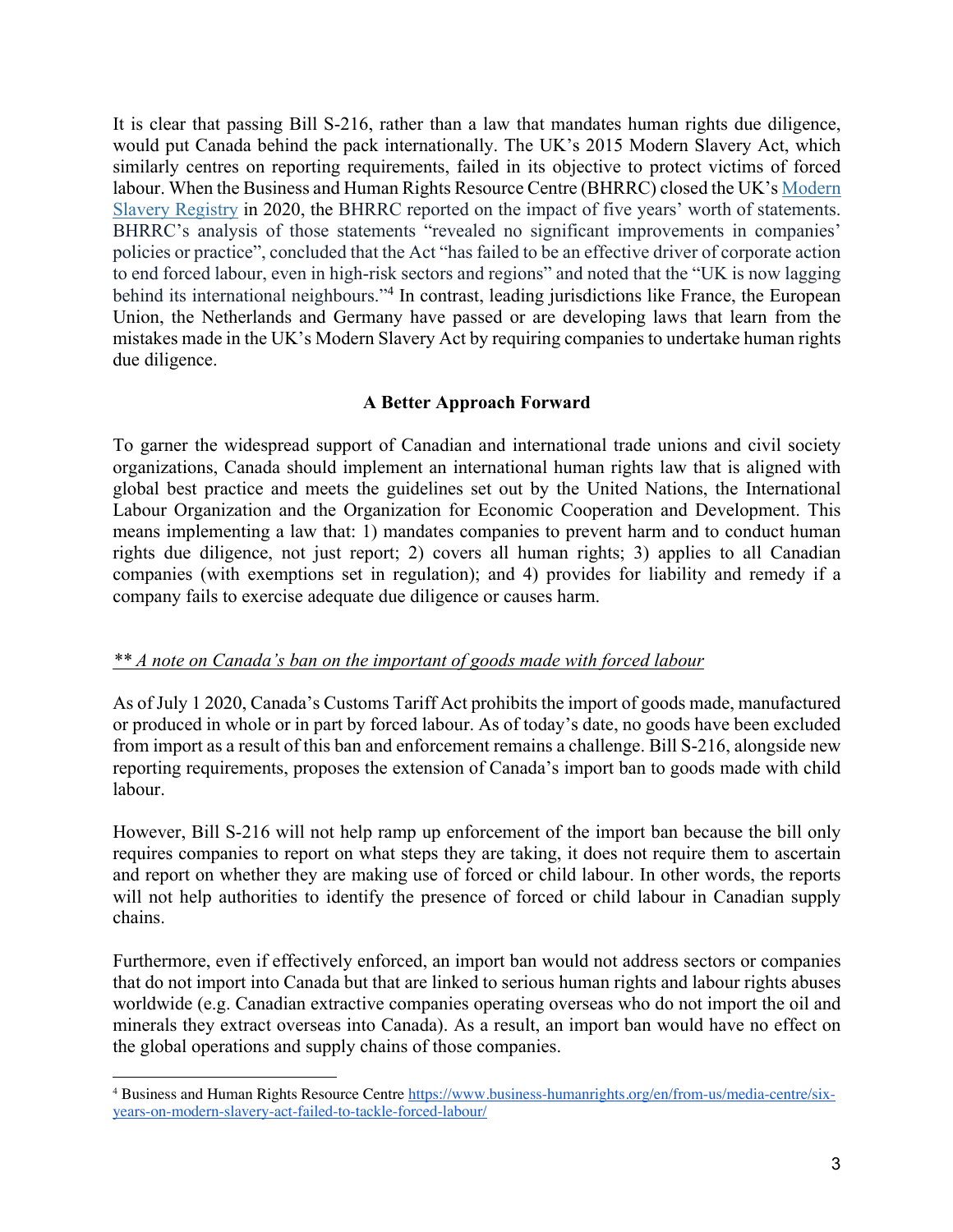It is clear that passing Bill S-216, rather than a law that mandates human rights due diligence, would put Canada behind the pack internationally. The UK's 2015 Modern Slavery Act, which similarly centres on reporting requirements, failed in its objective to protect victims of forced labour. When the Business and Human Rights Resource Centre (BHRRC) closed the UK's Modern Slavery Registry in 2020, the BHRRC reported on the impact of five years' worth of statements. BHRRC's analysis of those statements "revealed no significant improvements in companies' policies or practice", concluded that the Act "has failed to be an effective driver of corporate action to end forced labour, even in high-risk sectors and regions" and noted that the "UK is now lagging behind its international neighbours."[4] In contrast, leading jurisdictions like France, the European Union, the Netherlands and Germany have passed or are developing laws that learn from the mistakes made in the UK's Modern Slavery Act by requiring companies to undertake human rights due diligence.

## A Better Approach Forward

To garner the widespread support of Canadian and international trade unions and civil society organizations, Canada should implement an international human rights law that is aligned with global best practice and meets the guidelines set out by the United Nations, the International Labour Organization and the Organization for Economic Cooperation and Development. This means implementing a law that: 1) mandates companies to prevent harm and to conduct human rights due diligence, not just report; 2) covers all human rights; 3) applies to all Canadian companies (with exemptions set in regulation); and 4) provides for liability and remedy if a company fails to exercise adequate due diligence or causes harm.

*\*\* A note on Canada's ban on the important of goods made with forced labour*

As of July 1 2020, Canada's Customs Tariff Act prohibits the import of goods made, manufactured or produced in whole or in part by forced labour. As of today's date, no goods have been excluded from import as a result of this ban and enforcement remains a challenge. Bill S-216, alongside new reporting requirements, proposes the extension of Canada's import ban to goods made with child labour.

However, Bill S-216 will not help ramp up enforcement of the import ban because the bill only requires companies to report on what steps they are taking, it does not require them to ascertain and report on whether they are making use of forced or child labour. In other words, the reports will not help authorities to identify the presence of forced or child labour in Canadian supply chains.

Furthermore, even if effectively enforced, an import ban would not address sectors or companies that do not import into Canada but that are linked to serious human rights and labour rights abuses worldwide (e.g. Canadian extractive companies operating overseas who do not import the oil and minerals they extract overseas into Canada). As a result, an import ban would have no effect on the global operations and supply chains of those companies.

---

[4] Business and Human Rights Resource Centre https://www.business-humanrights.org/en/from-us/media-centre/six-years-on-modern-slavery-act-failed-to-tackle-forced-labour/